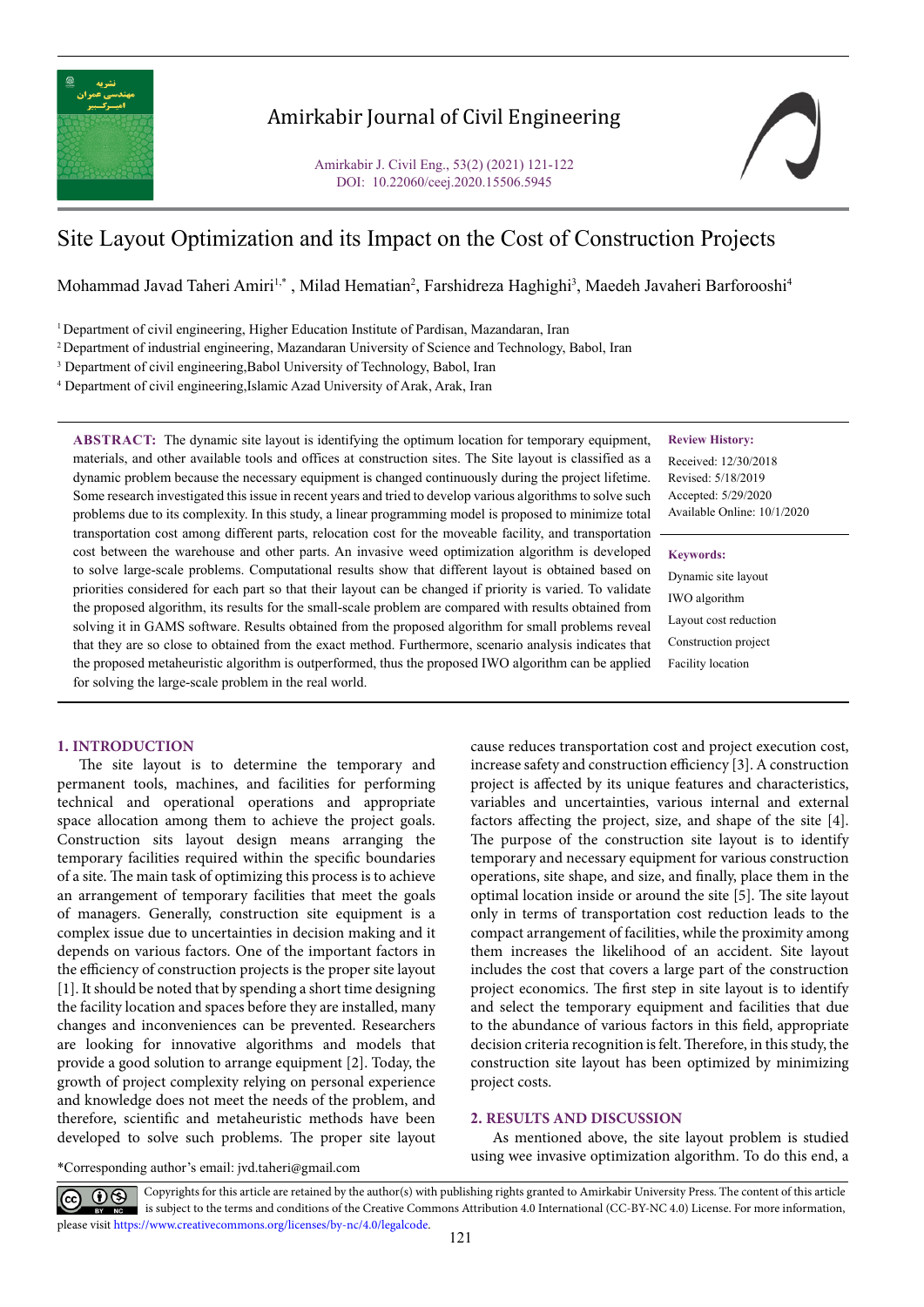# Site Layout Optimization and its Impact on the Cost of Construction Projects

Mohammad Javad Taheri Amiri[1,*], Milad Hematian[2], Farshidreza Haghighi[3], Maedeh Javaheri Barforooshi[4]

[1] Department of civil engineering, Higher Education Institute of Pardisan, Mazandaran, Iran
[2] Department of industrial engineering, Mazandaran University of Science and Technology, Babol, Iran
[3] Department of civil engineering,Babol University of Technology, Babol, Iran
[4] Department of civil engineering,Islamic Azad University of Arak, Arak, Iran

**ABSTRACT:** The dynamic site layout is identifying the optimum location for temporary equipment, materials, and other available tools and offices at construction sites. The Site layout is classified as a dynamic problem because the necessary equipment is changed continuously during the project lifetime. Some research investigated this issue in recent years and tried to develop various algorithms to solve such problems due to its complexity. In this study, a linear programming model is proposed to minimize total transportation cost among different parts, relocation cost for the moveable facility, and transportation cost between the warehouse and other parts. An invasive weed optimization algorithm is developed to solve large-scale problems. Computational results show that different layout is obtained based on priorities considered for each part so that their layout can be changed if priority is varied. To validate the proposed algorithm, its results for the small-scale problem are compared with results obtained from solving it in GAMS software. Results obtained from the proposed algorithm for small problems reveal that they are so close to obtained from the exact method. Furthermore, scenario analysis indicates that the proposed metaheuristic algorithm is outperformed, thus the proposed IWO algorithm can be applied for solving the large-scale problem in the real world.

**Review History:**

Received: 12/30/2018
Revised: 5/18/2019
Accepted: 5/29/2020
Available Online: 10/1/2020

**Keywords:**

Dynamic site layout
IWO algorithm
Layout cost reduction
Construction project
Facility location

## 1. INTRODUCTION

The site layout is to determine the temporary and permanent tools, machines, and facilities for performing technical and operational operations and appropriate space allocation among them to achieve the project goals. Construction sits layout design means arranging the temporary facilities required within the specific boundaries of a site. The main task of optimizing this process is to achieve an arrangement of temporary facilities that meet the goals of managers. Generally, construction site equipment is a complex issue due to uncertainties in decision making and it depends on various factors. One of the important factors in the efficiency of construction projects is the proper site layout [1]. It should be noted that by spending a short time designing the facility location and spaces before they are installed, many changes and inconveniences can be prevented. Researchers are looking for innovative algorithms and models that provide a good solution to arrange equipment [2]. Today, the growth of project complexity relying on personal experience and knowledge does not meet the needs of the problem, and therefore, scientific and metaheuristic methods have been developed to solve such problems. The proper site layout cause reduces transportation cost and project execution cost, increase safety and construction efficiency [3]. A construction project is affected by its unique features and characteristics, variables and uncertainties, various internal and external factors affecting the project, size, and shape of the site [4]. The purpose of the construction site layout is to identify temporary and necessary equipment for various construction operations, site shape, and size, and finally, place them in the optimal location inside or around the site [5]. The site layout only in terms of transportation cost reduction leads to the compact arrangement of facilities, while the proximity among them increases the likelihood of an accident. Site layout includes the cost that covers a large part of the construction project economics. The first step in site layout is to identify and select the temporary equipment and facilities that due to the abundance of various factors in this field, appropriate decision criteria recognition is felt. Therefore, in this study, the construction site layout has been optimized by minimizing project costs.

## 2. RESULTS AND DISCUSSION

As mentioned above, the site layout problem is studied using wee invasive optimization algorithm. To do this end, a

*Corresponding author's email: jvd.taheri@gmail.com

Copyrights for this article are retained by the author(s) with publishing rights granted to Amirkabir University Press. The content of this article is subject to the terms and conditions of the Creative Commons Attribution 4.0 International (CC-BY-NC 4.0) License. For more information, please visit https://www.creativecommons.org/licenses/by-nc/4.0/legalcode.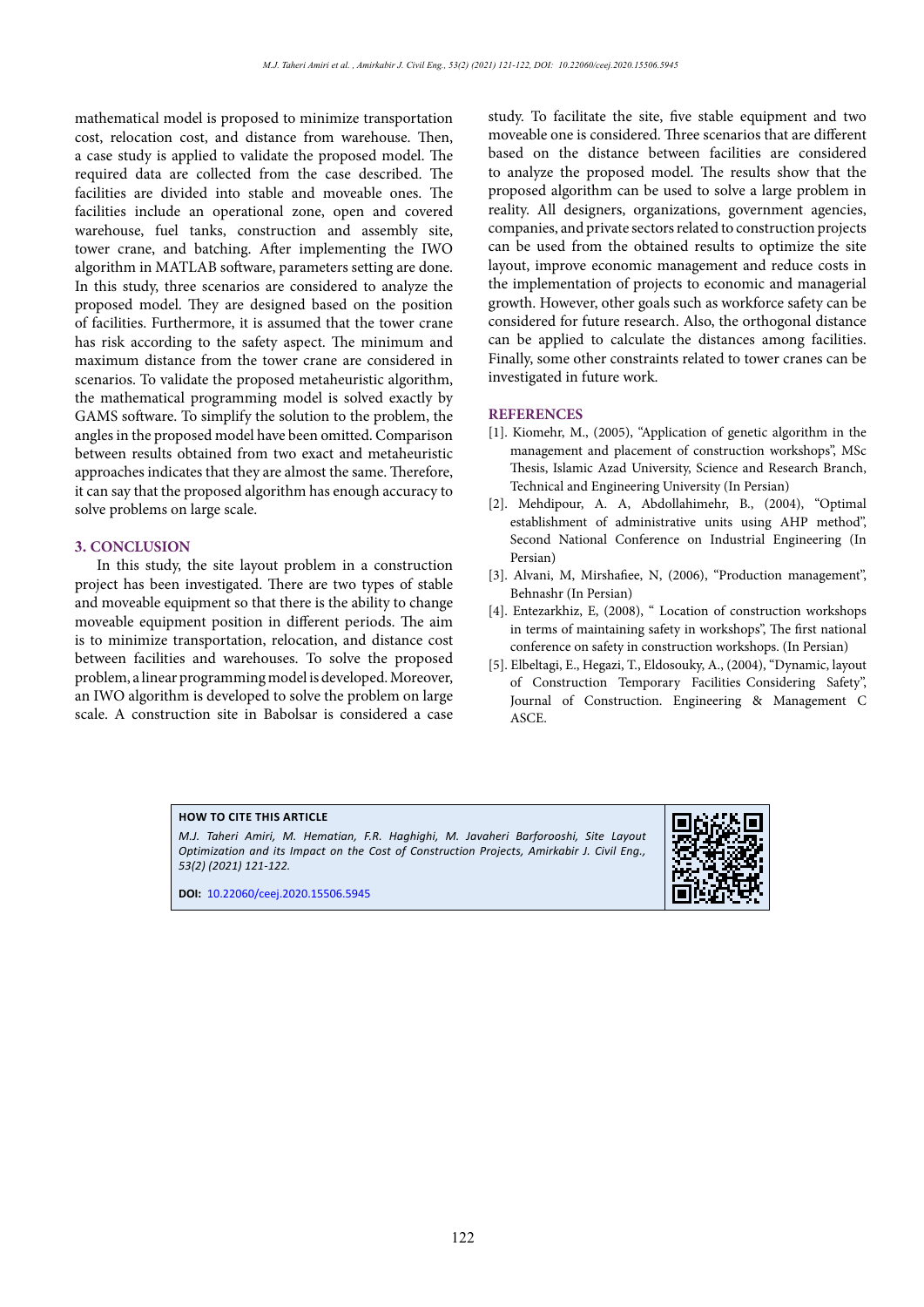mathematical model is proposed to minimize transportation cost, relocation cost, and distance from warehouse. Then, a case study is applied to validate the proposed model. The required data are collected from the case described. The facilities are divided into stable and moveable ones. The facilities include an operational zone, open and covered warehouse, fuel tanks, construction and assembly site, tower crane, and batching. After implementing the IWO algorithm in MATLAB software, parameters setting are done. In this study, three scenarios are considered to analyze the proposed model. They are designed based on the position of facilities. Furthermore, it is assumed that the tower crane has risk according to the safety aspect. The minimum and maximum distance from the tower crane are considered in scenarios. To validate the proposed metaheuristic algorithm, the mathematical programming model is solved exactly by GAMS software. To simplify the solution to the problem, the angles in the proposed model have been omitted. Comparison between results obtained from two exact and metaheuristic approaches indicates that they are almost the same. Therefore, it can say that the proposed algorithm has enough accuracy to solve problems on large scale.

## 3. CONCLUSION

In this study, the site layout problem in a construction project has been investigated. There are two types of stable and moveable equipment so that there is the ability to change moveable equipment position in different periods. The aim is to minimize transportation, relocation, and distance cost between facilities and warehouses. To solve the proposed problem, a linear programming model is developed. Moreover, an IWO algorithm is developed to solve the problem on large scale. A construction site in Babolsar is considered a case study. To facilitate the site, five stable equipment and two moveable one is considered. Three scenarios that are different based on the distance between facilities are considered to analyze the proposed model. The results show that the proposed algorithm can be used to solve a large problem in reality. All designers, organizations, government agencies, companies, and private sectors related to construction projects can be used from the obtained results to optimize the site layout, improve economic management and reduce costs in the implementation of projects to economic and managerial growth. However, other goals such as workforce safety can be considered for future research. Also, the orthogonal distance can be applied to calculate the distances among facilities. Finally, some other constraints related to tower cranes can be investigated in future work.

## REFERENCES

[1]. Kiomehr, M., (2005), "Application of genetic algorithm in the management and placement of construction workshops", MSc Thesis, Islamic Azad University, Science and Research Branch, Technical and Engineering University (In Persian)

[2]. Mehdipour, A. A, Abdollahimehr, B., (2004), "Optimal establishment of administrative units using AHP method", Second National Conference on Industrial Engineering (In Persian)

[3]. Alvani, M, Mirshafiee, N, (2006), "Production management", Behnashr (In Persian)

[4]. Entezarkhiz, E, (2008), " Location of construction workshops in terms of maintaining safety in workshops", The first national conference on safety in construction workshops. (In Persian)

[5]. Elbeltagi, E., Hegazi, T., Eldosouky, A., (2004), "Dynamic, layout of Construction Temporary Facilities Considering Safety", Journal of Construction. Engineering & Management C ASCE.

**HOW TO CITE THIS ARTICLE**

*M.J. Taheri Amiri, M. Hematian, F.R. Haghighi, M. Javaheri Barforooshi, Site Layout Optimization and its Impact on the Cost of Construction Projects, Amirkabir J. Civil Eng., 53(2) (2021) 121-122.*

**DOI:** 10.22060/ceej.2020.15506.5945